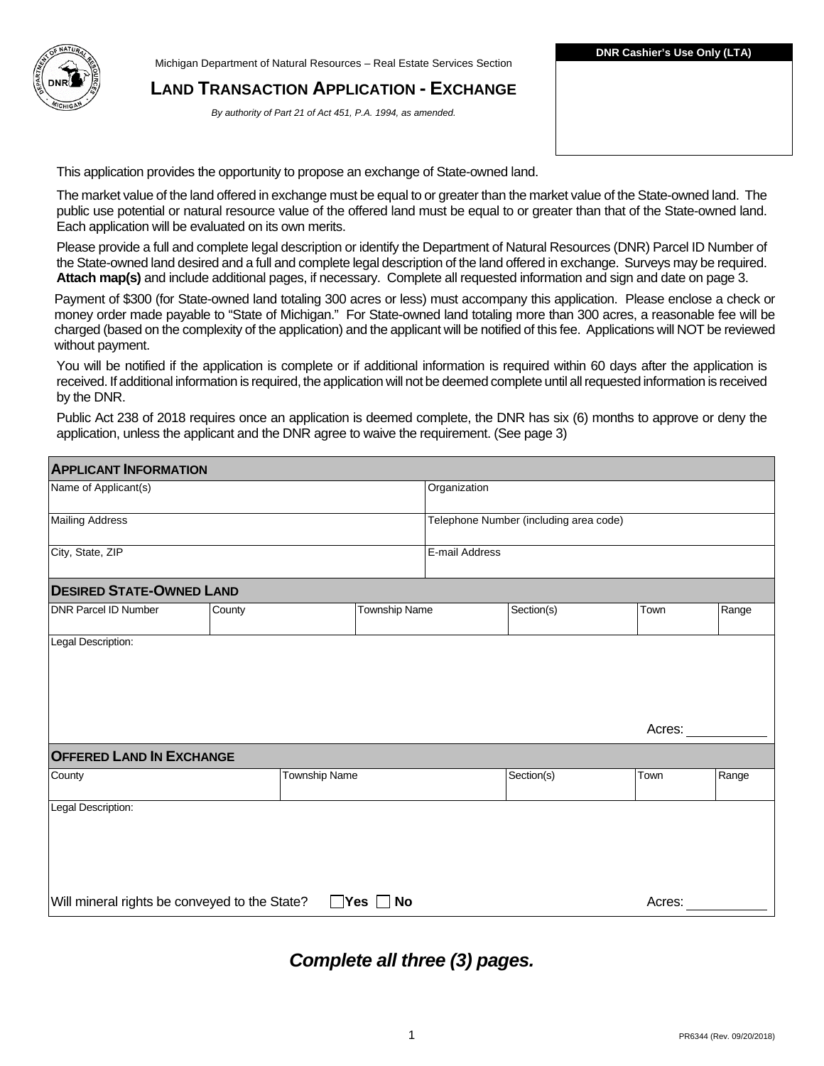Michigan Department of Natural Resources – Real Estate Services Section

# LAND TRANSACTION APPLICATION - EXCHANGE

*By authority of Part 21 of Act 451, P.A. 1994, as amended.*

| DNR Cashier's Use Only (LTA) |
|---|
| |

This application provides the opportunity to propose an exchange of State-owned land.

The market value of the land offered in exchange must be equal to or greater than the market value of the State-owned land. The public use potential or natural resource value of the offered land must be equal to or greater than that of the State-owned land. Each application will be evaluated on its own merits.

Please provide a full and complete legal description or identify the Department of Natural Resources (DNR) Parcel ID Number of the State-owned land desired and a full and complete legal description of the land offered in exchange. Surveys may be required. **Attach map(s)** and include additional pages, if necessary. Complete all requested information and sign and date on page 3.

Payment of $300 (for State-owned land totaling 300 acres or less) must accompany this application. Please enclose a check or money order made payable to "State of Michigan." For State-owned land totaling more than 300 acres, a reasonable fee will be charged (based on the complexity of the application) and the applicant will be notified of this fee. Applications will NOT be reviewed without payment.

You will be notified if the application is complete or if additional information is required within 60 days after the application is received. If additional information is required, the application will not be deemed complete until all requested information is received by the DNR.

Public Act 238 of 2018 requires once an application is deemed complete, the DNR has six (6) months to approve or deny the application, unless the applicant and the DNR agree to waive the requirement. (See page 3)

## APPLICANT INFORMATION

| Name of Applicant(s) | Organization |
|---|---|
| Mailing Address | Telephone Number (including area code) |
| City, State, ZIP | E-mail Address |

## DESIRED STATE-OWNED LAND

| DNR Parcel ID Number | County | Township Name | Section(s) | Town | Range |
|---|---|---|---|---|---|
| | | | | | |

Legal Description:

Acres: ____________

## OFFERED LAND IN EXCHANGE

| County | Township Name | Section(s) | Town | Range |
|---|---|---|---|---|
| | | | | |

Legal Description:

Will mineral rights be conveyed to the State? ☐ **Yes** ☐ **No**

Acres: ____________

***Complete all three (3) pages.***

PR6344 (Rev. 09/20/2018)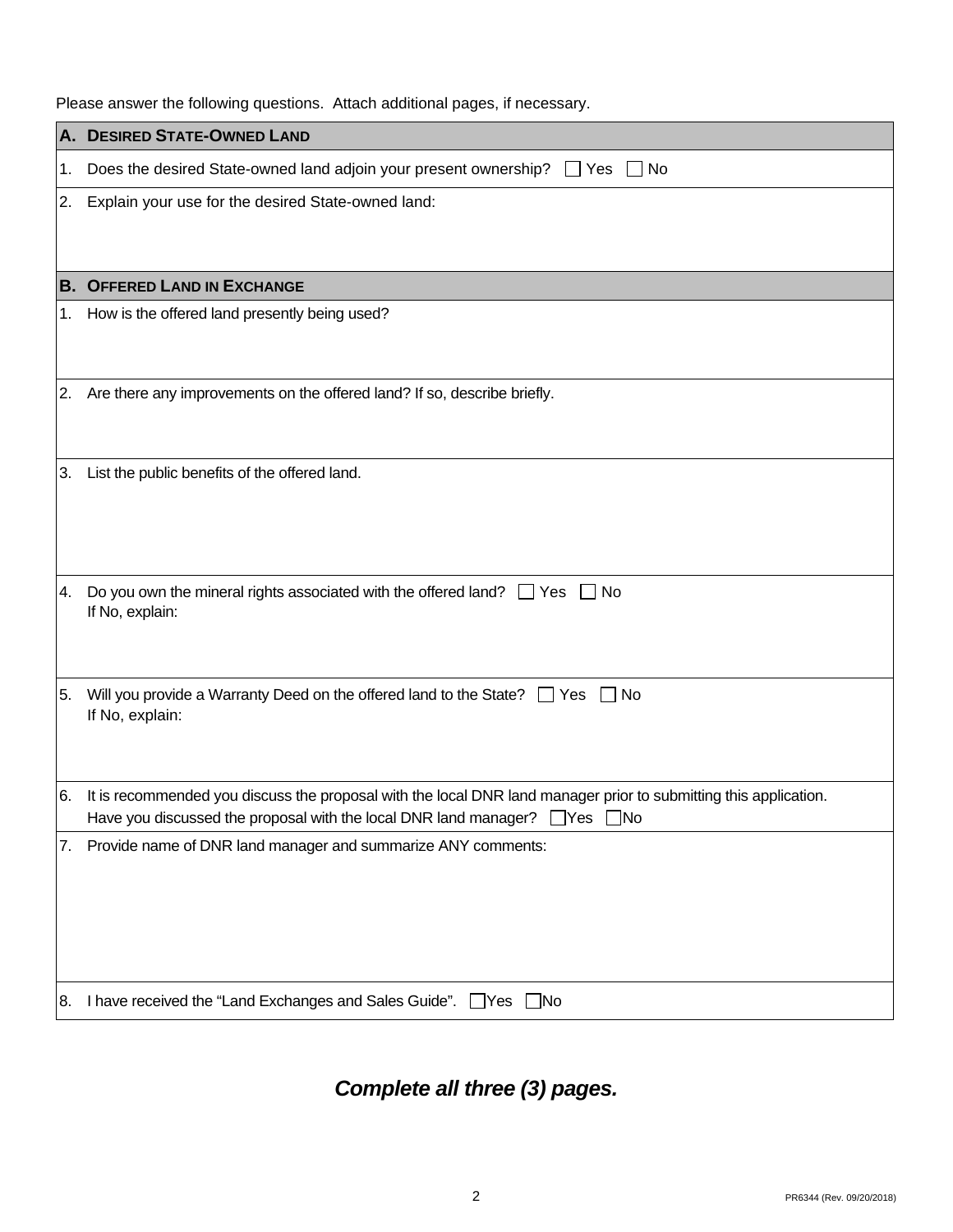Please answer the following questions. Attach additional pages, if necessary.

| A. DESIRED STATE-OWNED LAND |
|---|
| 1. Does the desired State-owned land adjoin your present ownership? ☐ Yes ☐ No |
| 2. Explain your use for the desired State-owned land: |

| B. OFFERED LAND IN EXCHANGE |
|---|
| 1. How is the offered land presently being used? |
| 2. Are there any improvements on the offered land? If so, describe briefly. |
| 3. List the public benefits of the offered land. |
| 4. Do you own the mineral rights associated with the offered land? ☐ Yes ☐ No<br>If No, explain: |
| 5. Will you provide a Warranty Deed on the offered land to the State? ☐ Yes ☐ No<br>If No, explain: |
| 6. It is recommended you discuss the proposal with the local DNR land manager prior to submitting this application.<br>Have you discussed the proposal with the local DNR land manager? ☐ Yes ☐ No |
| 7. Provide name of DNR land manager and summarize ANY comments: |
| 8. I have received the "Land Exchanges and Sales Guide". ☐ Yes ☐ No |

***Complete all three (3) pages.***

PR6344 (Rev. 09/20/2018)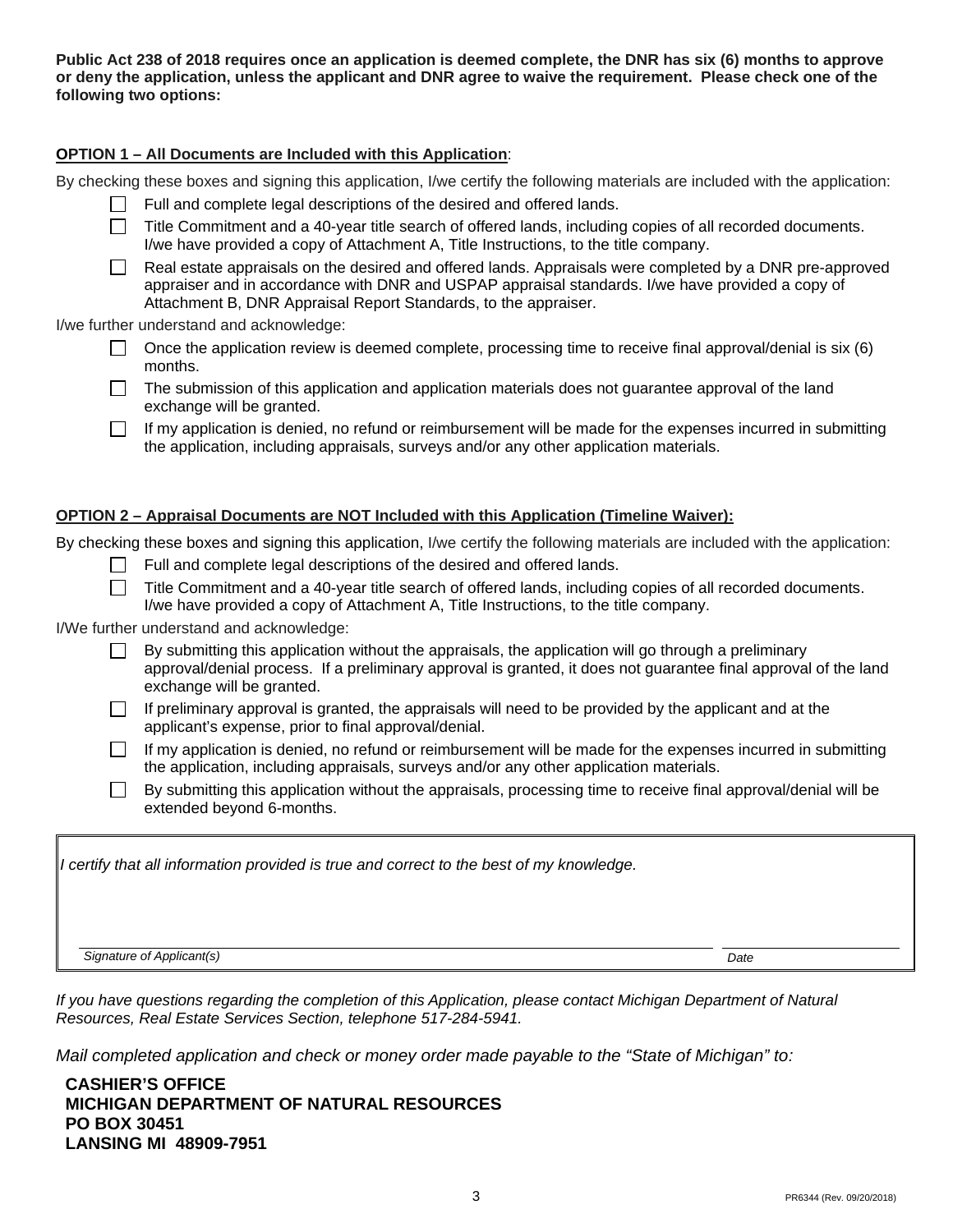**Public Act 238 of 2018 requires once an application is deemed complete, the DNR has six (6) months to approve or deny the application, unless the applicant and DNR agree to waive the requirement. Please check one of the following two options:**

**OPTION 1 – All Documents are Included with this Application**:

By checking these boxes and signing this application, I/we certify the following materials are included with the application:

- ☐ Full and complete legal descriptions of the desired and offered lands.
- ☐ Title Commitment and a 40-year title search of offered lands, including copies of all recorded documents. I/we have provided a copy of Attachment A, Title Instructions, to the title company.
- ☐ Real estate appraisals on the desired and offered lands. Appraisals were completed by a DNR pre-approved appraiser and in accordance with DNR and USPAP appraisal standards. I/we have provided a copy of Attachment B, DNR Appraisal Report Standards, to the appraiser.

I/we further understand and acknowledge:

- ☐ Once the application review is deemed complete, processing time to receive final approval/denial is six (6) months.
- ☐ The submission of this application and application materials does not guarantee approval of the land exchange will be granted.
- ☐ If my application is denied, no refund or reimbursement will be made for the expenses incurred in submitting the application, including appraisals, surveys and/or any other application materials.

**OPTION 2 – Appraisal Documents are NOT Included with this Application (Timeline Waiver):**

By checking these boxes and signing this application, I/we certify the following materials are included with the application:

- ☐ Full and complete legal descriptions of the desired and offered lands.
- ☐ Title Commitment and a 40-year title search of offered lands, including copies of all recorded documents. I/we have provided a copy of Attachment A, Title Instructions, to the title company.

I/We further understand and acknowledge:

- ☐ By submitting this application without the appraisals, the application will go through a preliminary approval/denial process. If a preliminary approval is granted, it does not guarantee final approval of the land exchange will be granted.
- ☐ If preliminary approval is granted, the appraisals will need to be provided by the applicant and at the applicant's expense, prior to final approval/denial.
- ☐ If my application is denied, no refund or reimbursement will be made for the expenses incurred in submitting the application, including appraisals, surveys and/or any other application materials.
- ☐ By submitting this application without the appraisals, processing time to receive final approval/denial will be extended beyond 6-months.

*I certify that all information provided is true and correct to the best of my knowledge.*

| *Signature of Applicant(s)* | *Date* |
|---|---|
| | |

*If you have questions regarding the completion of this Application, please contact Michigan Department of Natural Resources, Real Estate Services Section, telephone 517-284-5941.*

*Mail completed application and check or money order made payable to the "State of Michigan" to:*

**CASHIER'S OFFICE**
**MICHIGAN DEPARTMENT OF NATURAL RESOURCES**
**PO BOX 30451**
**LANSING MI 48909-7951**

PR6344 (Rev. 09/20/2018)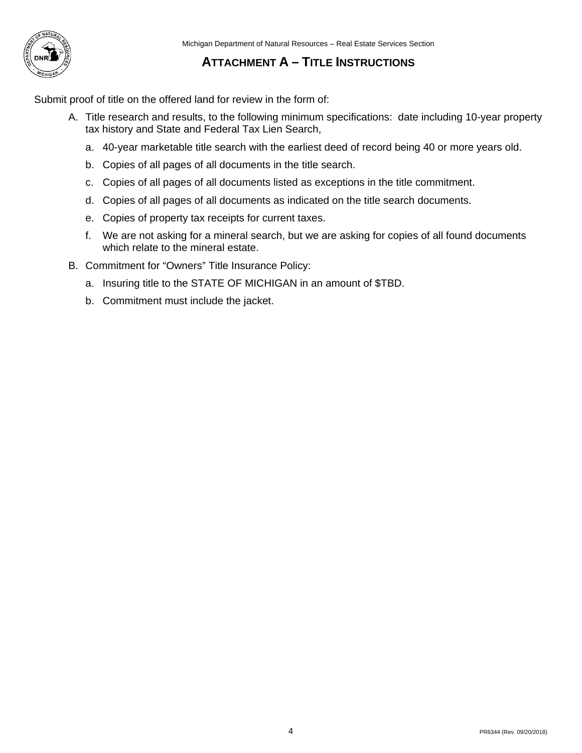# ATTACHMENT A – TITLE INSTRUCTIONS

Submit proof of title on the offered land for review in the form of:

A. Title research and results, to the following minimum specifications: date including 10-year property tax history and State and Federal Tax Lien Search,

   a. 40-year marketable title search with the earliest deed of record being 40 or more years old.

   b. Copies of all pages of all documents in the title search.

   c. Copies of all pages of all documents listed as exceptions in the title commitment.

   d. Copies of all pages of all documents as indicated on the title search documents.

   e. Copies of property tax receipts for current taxes.

   f. We are not asking for a mineral search, but we are asking for copies of all found documents which relate to the mineral estate.

B. Commitment for "Owners" Title Insurance Policy:

   a. Insuring title to the STATE OF MICHIGAN in an amount of $TBD.

   b. Commitment must include the jacket.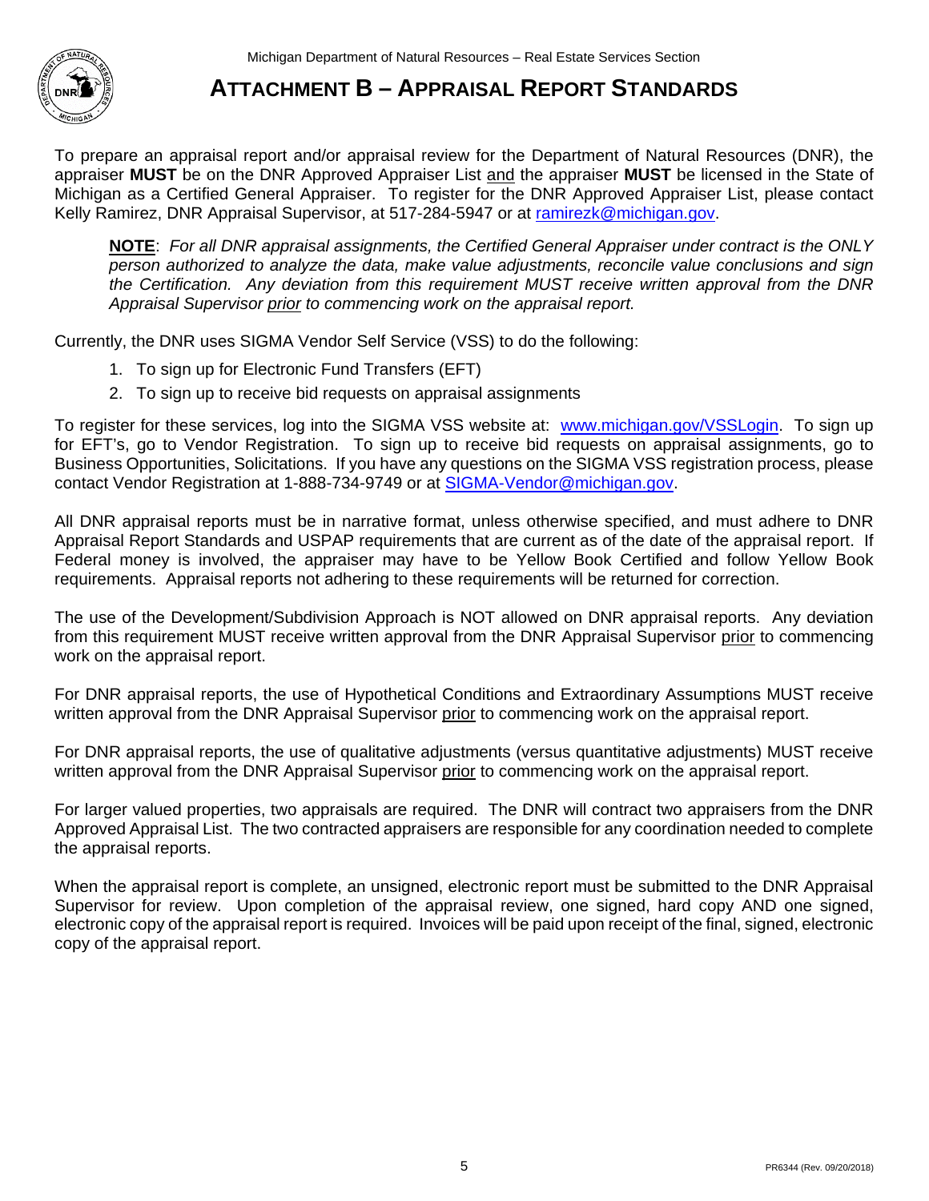# ATTACHMENT B – APPRAISAL REPORT STANDARDS

To prepare an appraisal report and/or appraisal review for the Department of Natural Resources (DNR), the appraiser **MUST** be on the DNR Approved Appraiser List and the appraiser **MUST** be licensed in the State of Michigan as a Certified General Appraiser. To register for the DNR Approved Appraiser List, please contact Kelly Ramirez, DNR Appraisal Supervisor, at 517-284-5947 or at ramirezk@michigan.gov.

> **NOTE**: *For all DNR appraisal assignments, the Certified General Appraiser under contract is the ONLY person authorized to analyze the data, make value adjustments, reconcile value conclusions and sign the Certification. Any deviation from this requirement MUST receive written approval from the DNR Appraisal Supervisor prior to commencing work on the appraisal report.*

Currently, the DNR uses SIGMA Vendor Self Service (VSS) to do the following:

1. To sign up for Electronic Fund Transfers (EFT)
2. To sign up to receive bid requests on appraisal assignments

To register for these services, log into the SIGMA VSS website at: www.michigan.gov/VSSLogin. To sign up for EFT's, go to Vendor Registration. To sign up to receive bid requests on appraisal assignments, go to Business Opportunities, Solicitations. If you have any questions on the SIGMA VSS registration process, please contact Vendor Registration at 1-888-734-9749 or at SIGMA-Vendor@michigan.gov.

All DNR appraisal reports must be in narrative format, unless otherwise specified, and must adhere to DNR Appraisal Report Standards and USPAP requirements that are current as of the date of the appraisal report. If Federal money is involved, the appraiser may have to be Yellow Book Certified and follow Yellow Book requirements. Appraisal reports not adhering to these requirements will be returned for correction.

The use of the Development/Subdivision Approach is NOT allowed on DNR appraisal reports. Any deviation from this requirement MUST receive written approval from the DNR Appraisal Supervisor prior to commencing work on the appraisal report.

For DNR appraisal reports, the use of Hypothetical Conditions and Extraordinary Assumptions MUST receive written approval from the DNR Appraisal Supervisor prior to commencing work on the appraisal report.

For DNR appraisal reports, the use of qualitative adjustments (versus quantitative adjustments) MUST receive written approval from the DNR Appraisal Supervisor prior to commencing work on the appraisal report.

For larger valued properties, two appraisals are required. The DNR will contract two appraisers from the DNR Approved Appraisal List. The two contracted appraisers are responsible for any coordination needed to complete the appraisal reports.

When the appraisal report is complete, an unsigned, electronic report must be submitted to the DNR Appraisal Supervisor for review. Upon completion of the appraisal review, one signed, hard copy AND one signed, electronic copy of the appraisal report is required. Invoices will be paid upon receipt of the final, signed, electronic copy of the appraisal report.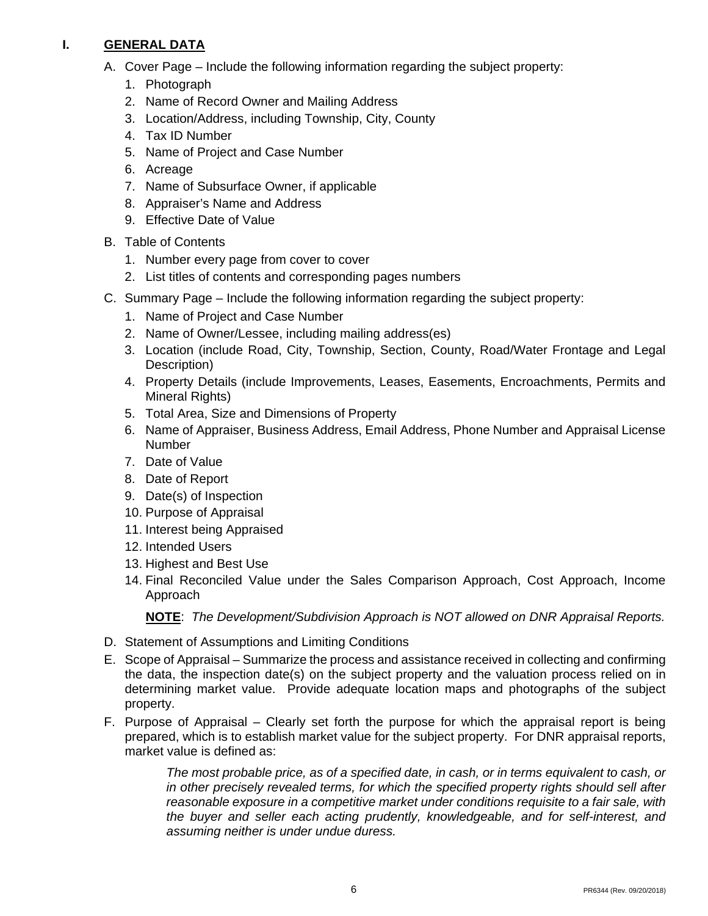## I. GENERAL DATA

A. Cover Page – Include the following information regarding the subject property:
   1. Photograph
   2. Name of Record Owner and Mailing Address
   3. Location/Address, including Township, City, County
   4. Tax ID Number
   5. Name of Project and Case Number
   6. Acreage
   7. Name of Subsurface Owner, if applicable
   8. Appraiser's Name and Address
   9. Effective Date of Value

B. Table of Contents
   1. Number every page from cover to cover
   2. List titles of contents and corresponding pages numbers

C. Summary Page – Include the following information regarding the subject property:
   1. Name of Project and Case Number
   2. Name of Owner/Lessee, including mailing address(es)
   3. Location (include Road, City, Township, Section, County, Road/Water Frontage and Legal Description)
   4. Property Details (include Improvements, Leases, Easements, Encroachments, Permits and Mineral Rights)
   5. Total Area, Size and Dimensions of Property
   6. Name of Appraiser, Business Address, Email Address, Phone Number and Appraisal License Number
   7. Date of Value
   8. Date of Report
   9. Date(s) of Inspection
   10. Purpose of Appraisal
   11. Interest being Appraised
   12. Intended Users
   13. Highest and Best Use
   14. Final Reconciled Value under the Sales Comparison Approach, Cost Approach, Income Approach

   **NOTE**: *The Development/Subdivision Approach is NOT allowed on DNR Appraisal Reports.*

D. Statement of Assumptions and Limiting Conditions

E. Scope of Appraisal – Summarize the process and assistance received in collecting and confirming the data, the inspection date(s) on the subject property and the valuation process relied on in determining market value. Provide adequate location maps and photographs of the subject property.

F. Purpose of Appraisal – Clearly set forth the purpose for which the appraisal report is being prepared, which is to establish market value for the subject property. For DNR appraisal reports, market value is defined as:

   > *The most probable price, as of a specified date, in cash, or in terms equivalent to cash, or in other precisely revealed terms, for which the specified property rights should sell after reasonable exposure in a competitive market under conditions requisite to a fair sale, with the buyer and seller each acting prudently, knowledgeable, and for self-interest, and assuming neither is under undue duress.*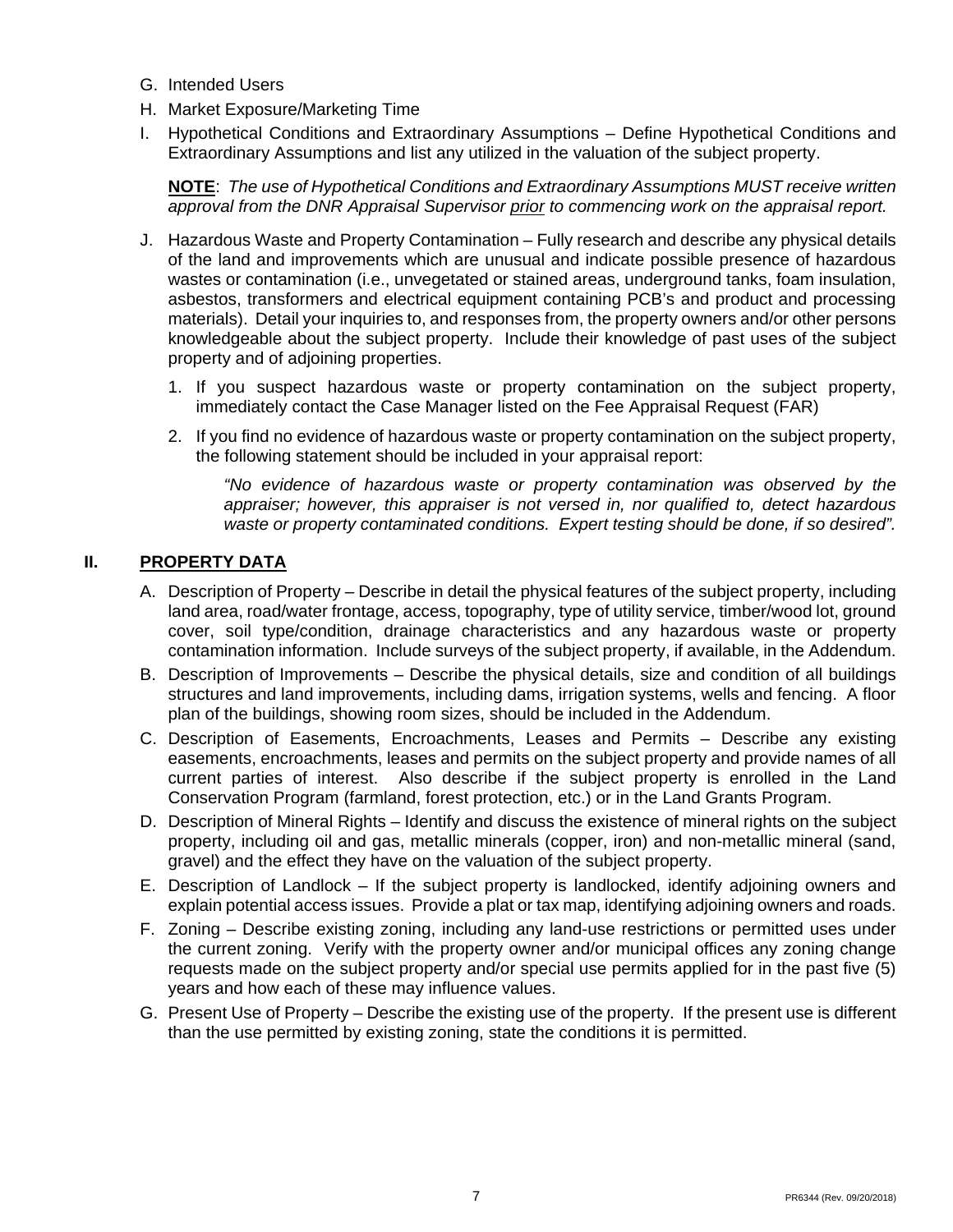G. Intended Users

H. Market Exposure/Marketing Time

I. Hypothetical Conditions and Extraordinary Assumptions – Define Hypothetical Conditions and Extraordinary Assumptions and list any utilized in the valuation of the subject property.

   **NOTE**: *The use of Hypothetical Conditions and Extraordinary Assumptions MUST receive written approval from the DNR Appraisal Supervisor prior to commencing work on the appraisal report.*

J. Hazardous Waste and Property Contamination – Fully research and describe any physical details of the land and improvements which are unusual and indicate possible presence of hazardous wastes or contamination (i.e., unvegetated or stained areas, underground tanks, foam insulation, asbestos, transformers and electrical equipment containing PCB's and product and processing materials). Detail your inquiries to, and responses from, the property owners and/or other persons knowledgeable about the subject property. Include their knowledge of past uses of the subject property and of adjoining properties.

   1. If you suspect hazardous waste or property contamination on the subject property, immediately contact the Case Manager listed on the Fee Appraisal Request (FAR)

   2. If you find no evidence of hazardous waste or property contamination on the subject property, the following statement should be included in your appraisal report:

      *"No evidence of hazardous waste or property contamination was observed by the appraiser; however, this appraiser is not versed in, nor qualified to, detect hazardous waste or property contaminated conditions. Expert testing should be done, if so desired".*

## II. PROPERTY DATA

A. Description of Property – Describe in detail the physical features of the subject property, including land area, road/water frontage, access, topography, type of utility service, timber/wood lot, ground cover, soil type/condition, drainage characteristics and any hazardous waste or property contamination information. Include surveys of the subject property, if available, in the Addendum.

B. Description of Improvements – Describe the physical details, size and condition of all buildings structures and land improvements, including dams, irrigation systems, wells and fencing. A floor plan of the buildings, showing room sizes, should be included in the Addendum.

C. Description of Easements, Encroachments, Leases and Permits – Describe any existing easements, encroachments, leases and permits on the subject property and provide names of all current parties of interest. Also describe if the subject property is enrolled in the Land Conservation Program (farmland, forest protection, etc.) or in the Land Grants Program.

D. Description of Mineral Rights – Identify and discuss the existence of mineral rights on the subject property, including oil and gas, metallic minerals (copper, iron) and non-metallic mineral (sand, gravel) and the effect they have on the valuation of the subject property.

E. Description of Landlock – If the subject property is landlocked, identify adjoining owners and explain potential access issues. Provide a plat or tax map, identifying adjoining owners and roads.

F. Zoning – Describe existing zoning, including any land-use restrictions or permitted uses under the current zoning. Verify with the property owner and/or municipal offices any zoning change requests made on the subject property and/or special use permits applied for in the past five (5) years and how each of these may influence values.

G. Present Use of Property – Describe the existing use of the property. If the present use is different than the use permitted by existing zoning, state the conditions it is permitted.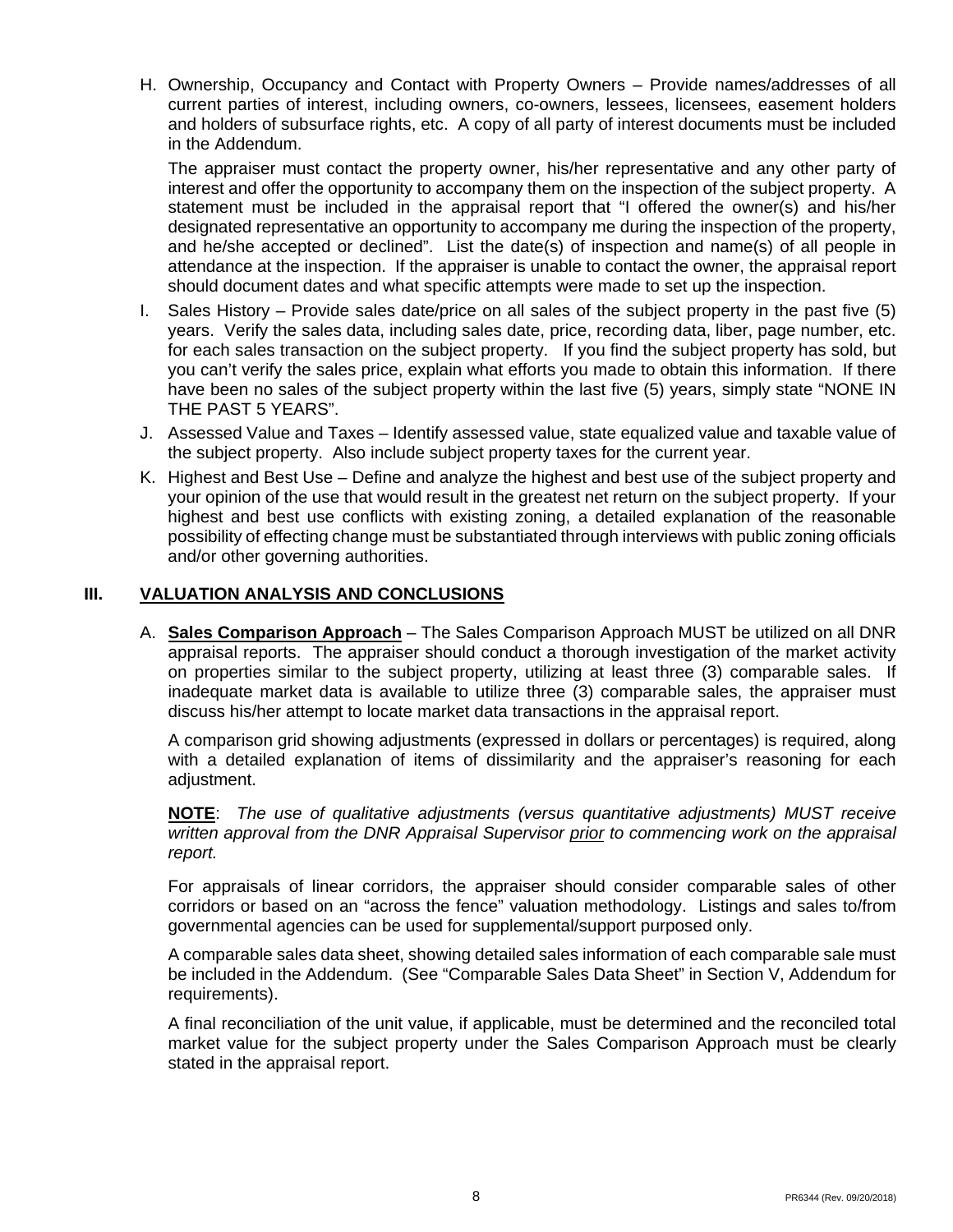H. Ownership, Occupancy and Contact with Property Owners – Provide names/addresses of all current parties of interest, including owners, co-owners, lessees, licensees, easement holders and holders of subsurface rights, etc. A copy of all party of interest documents must be included in the Addendum.

   The appraiser must contact the property owner, his/her representative and any other party of interest and offer the opportunity to accompany them on the inspection of the subject property. A statement must be included in the appraisal report that "I offered the owner(s) and his/her designated representative an opportunity to accompany me during the inspection of the property, and he/she accepted or declined". List the date(s) of inspection and name(s) of all people in attendance at the inspection. If the appraiser is unable to contact the owner, the appraisal report should document dates and what specific attempts were made to set up the inspection.

I. Sales History – Provide sales date/price on all sales of the subject property in the past five (5) years. Verify the sales data, including sales date, price, recording data, liber, page number, etc. for each sales transaction on the subject property. If you find the subject property has sold, but you can't verify the sales price, explain what efforts you made to obtain this information. If there have been no sales of the subject property within the last five (5) years, simply state "NONE IN THE PAST 5 YEARS".

J. Assessed Value and Taxes – Identify assessed value, state equalized value and taxable value of the subject property. Also include subject property taxes for the current year.

K. Highest and Best Use – Define and analyze the highest and best use of the subject property and your opinion of the use that would result in the greatest net return on the subject property. If your highest and best use conflicts with existing zoning, a detailed explanation of the reasonable possibility of effecting change must be substantiated through interviews with public zoning officials and/or other governing authorities.

## III. VALUATION ANALYSIS AND CONCLUSIONS

A. **Sales Comparison Approach** – The Sales Comparison Approach MUST be utilized on all DNR appraisal reports. The appraiser should conduct a thorough investigation of the market activity on properties similar to the subject property, utilizing at least three (3) comparable sales. If inadequate market data is available to utilize three (3) comparable sales, the appraiser must discuss his/her attempt to locate market data transactions in the appraisal report.

   A comparison grid showing adjustments (expressed in dollars or percentages) is required, along with a detailed explanation of items of dissimilarity and the appraiser's reasoning for each adjustment.

   **NOTE**: *The use of qualitative adjustments (versus quantitative adjustments) MUST receive written approval from the DNR Appraisal Supervisor prior to commencing work on the appraisal report.*

   For appraisals of linear corridors, the appraiser should consider comparable sales of other corridors or based on an "across the fence" valuation methodology. Listings and sales to/from governmental agencies can be used for supplemental/support purposed only.

   A comparable sales data sheet, showing detailed sales information of each comparable sale must be included in the Addendum. (See "Comparable Sales Data Sheet" in Section V, Addendum for requirements).

   A final reconciliation of the unit value, if applicable, must be determined and the reconciled total market value for the subject property under the Sales Comparison Approach must be clearly stated in the appraisal report.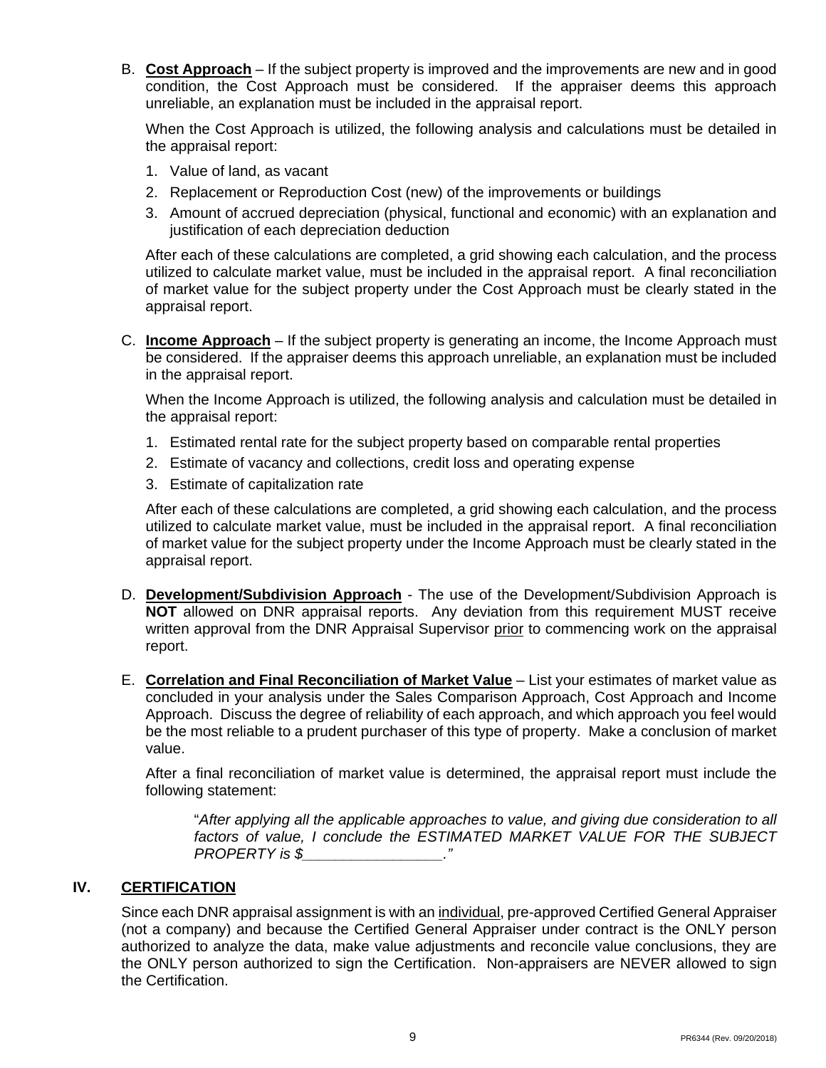B. **<u>Cost Approach</u>** – If the subject property is improved and the improvements are new and in good condition, the Cost Approach must be considered. If the appraiser deems this approach unreliable, an explanation must be included in the appraisal report.

   When the Cost Approach is utilized, the following analysis and calculations must be detailed in the appraisal report:

   1. Value of land, as vacant
   2. Replacement or Reproduction Cost (new) of the improvements or buildings
   3. Amount of accrued depreciation (physical, functional and economic) with an explanation and justification of each depreciation deduction

   After each of these calculations are completed, a grid showing each calculation, and the process utilized to calculate market value, must be included in the appraisal report. A final reconciliation of market value for the subject property under the Cost Approach must be clearly stated in the appraisal report.

C. **<u>Income Approach</u>** – If the subject property is generating an income, the Income Approach must be considered. If the appraiser deems this approach unreliable, an explanation must be included in the appraisal report.

   When the Income Approach is utilized, the following analysis and calculation must be detailed in the appraisal report:

   1. Estimated rental rate for the subject property based on comparable rental properties
   2. Estimate of vacancy and collections, credit loss and operating expense
   3. Estimate of capitalization rate

   After each of these calculations are completed, a grid showing each calculation, and the process utilized to calculate market value, must be included in the appraisal report. A final reconciliation of market value for the subject property under the Income Approach must be clearly stated in the appraisal report.

D. **<u>Development/Subdivision Approach</u>** - The use of the Development/Subdivision Approach is **NOT** allowed on DNR appraisal reports. Any deviation from this requirement MUST receive written approval from the DNR Appraisal Supervisor <u>prior</u> to commencing work on the appraisal report.

E. **<u>Correlation and Final Reconciliation of Market Value</u>** – List your estimates of market value as concluded in your analysis under the Sales Comparison Approach, Cost Approach and Income Approach. Discuss the degree of reliability of each approach, and which approach you feel would be the most reliable to a prudent purchaser of this type of property. Make a conclusion of market value.

   After a final reconciliation of market value is determined, the appraisal report must include the following statement:

   > "*After applying all the applicable approaches to value, and giving due consideration to all factors of value, I conclude the ESTIMATED MARKET VALUE FOR THE SUBJECT PROPERTY is $_________________.*"

## IV. CERTIFICATION

Since each DNR appraisal assignment is with an <u>individual</u>, pre-approved Certified General Appraiser (not a company) and because the Certified General Appraiser under contract is the ONLY person authorized to analyze the data, make value adjustments and reconcile value conclusions, they are the ONLY person authorized to sign the Certification. Non-appraisers are NEVER allowed to sign the Certification.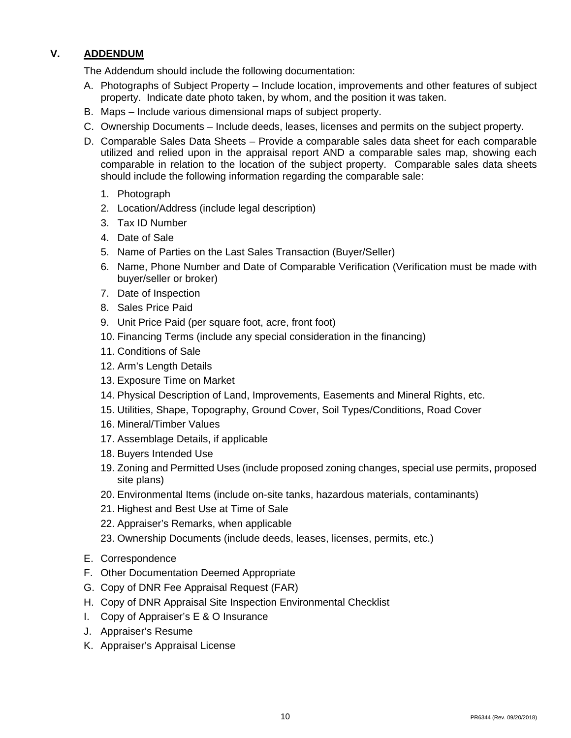## V. ADDENDUM

The Addendum should include the following documentation:

A. Photographs of Subject Property – Include location, improvements and other features of subject property. Indicate date photo taken, by whom, and the position it was taken.

B. Maps – Include various dimensional maps of subject property.

C. Ownership Documents – Include deeds, leases, licenses and permits on the subject property.

D. Comparable Sales Data Sheets – Provide a comparable sales data sheet for each comparable utilized and relied upon in the appraisal report AND a comparable sales map, showing each comparable in relation to the location of the subject property. Comparable sales data sheets should include the following information regarding the comparable sale:

   1. Photograph
   2. Location/Address (include legal description)
   3. Tax ID Number
   4. Date of Sale
   5. Name of Parties on the Last Sales Transaction (Buyer/Seller)
   6. Name, Phone Number and Date of Comparable Verification (Verification must be made with buyer/seller or broker)
   7. Date of Inspection
   8. Sales Price Paid
   9. Unit Price Paid (per square foot, acre, front foot)
   10. Financing Terms (include any special consideration in the financing)
   11. Conditions of Sale
   12. Arm's Length Details
   13. Exposure Time on Market
   14. Physical Description of Land, Improvements, Easements and Mineral Rights, etc.
   15. Utilities, Shape, Topography, Ground Cover, Soil Types/Conditions, Road Cover
   16. Mineral/Timber Values
   17. Assemblage Details, if applicable
   18. Buyers Intended Use
   19. Zoning and Permitted Uses (include proposed zoning changes, special use permits, proposed site plans)
   20. Environmental Items (include on-site tanks, hazardous materials, contaminants)
   21. Highest and Best Use at Time of Sale
   22. Appraiser's Remarks, when applicable
   23. Ownership Documents (include deeds, leases, licenses, permits, etc.)

E. Correspondence

F. Other Documentation Deemed Appropriate

G. Copy of DNR Fee Appraisal Request (FAR)

H. Copy of DNR Appraisal Site Inspection Environmental Checklist

I. Copy of Appraiser's E & O Insurance

J. Appraiser's Resume

K. Appraiser's Appraisal License